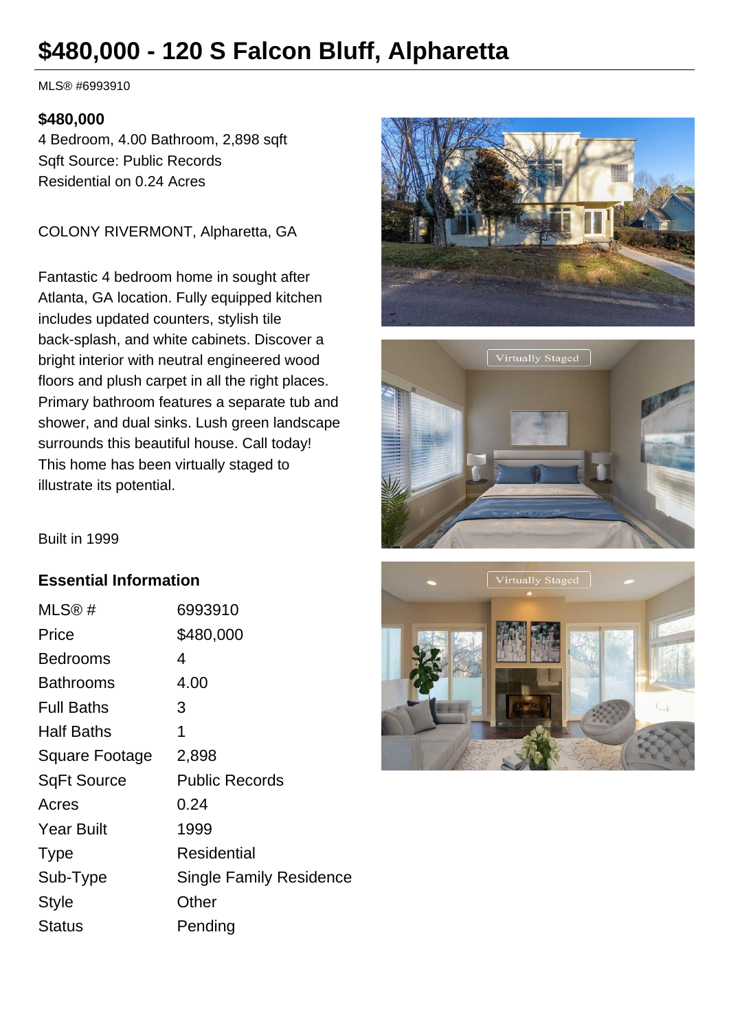# $480,000 - 120 S Falcon Bluff, Alpharetta

MLS® #6993910

**$480,000**

4 Bedroom, 4.00 Bathroom, 2,898 sqft
Sqft Source: Public Records
Residential on 0.24 Acres

COLONY RIVERMONT, Alpharetta, GA

Fantastic 4 bedroom home in sought after Atlanta, GA location. Fully equipped kitchen includes updated counters, stylish tile back-splash, and white cabinets. Discover a bright interior with neutral engineered wood floors and plush carpet in all the right places. Primary bathroom features a separate tub and shower, and dual sinks. Lush green landscape surrounds this beautiful house. Call today! This home has been virtually staged to illustrate its potential.

Built in 1999

## Essential Information

| | |
|---|---|
| MLS® # | 6993910 |
| Price | $480,000 |
| Bedrooms | 4 |
| Bathrooms | 4.00 |
| Full Baths | 3 |
| Half Baths | 1 |
| Square Footage | 2,898 |
| SqFt Source | Public Records |
| Acres | 0.24 |
| Year Built | 1999 |
| Type | Residential |
| Sub-Type | Single Family Residence |
| Style | Other |
| Status | Pending |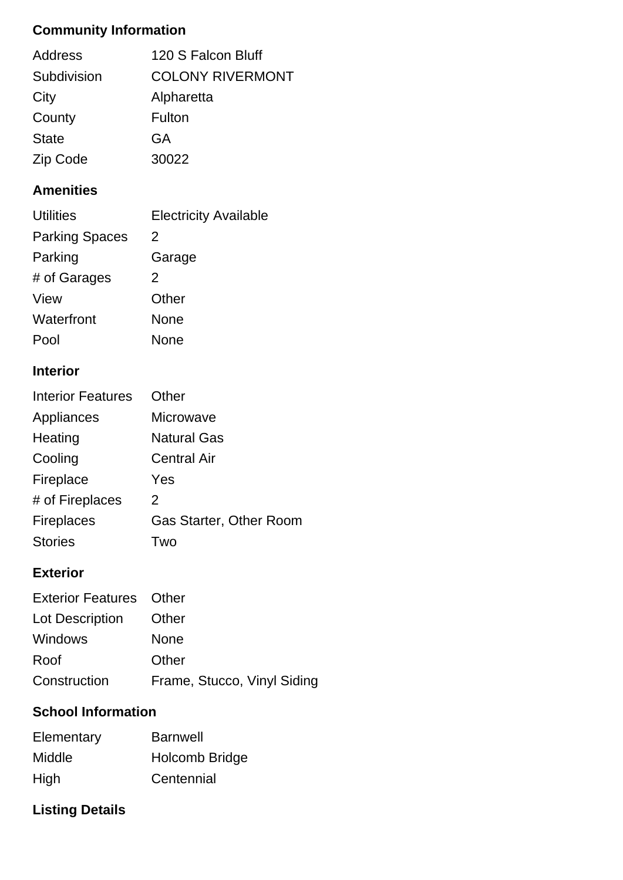### Community Information

| | |
|---|---|
| Address | 120 S Falcon Bluff |
| Subdivision | COLONY RIVERMONT |
| City | Alpharetta |
| County | Fulton |
| State | GA |
| Zip Code | 30022 |

### Amenities

| | |
|---|---|
| Utilities | Electricity Available |
| Parking Spaces | 2 |
| Parking | Garage |
| # of Garages | 2 |
| View | Other |
| Waterfront | None |
| Pool | None |

### Interior

| | |
|---|---|
| Interior Features | Other |
| Appliances | Microwave |
| Heating | Natural Gas |
| Cooling | Central Air |
| Fireplace | Yes |
| # of Fireplaces | 2 |
| Fireplaces | Gas Starter, Other Room |
| Stories | Two |

### Exterior

| | |
|---|---|
| Exterior Features | Other |
| Lot Description | Other |
| Windows | None |
| Roof | Other |
| Construction | Frame, Stucco, Vinyl Siding |

### School Information

| | |
|---|---|
| Elementary | Barnwell |
| Middle | Holcomb Bridge |
| High | Centennial |

### Listing Details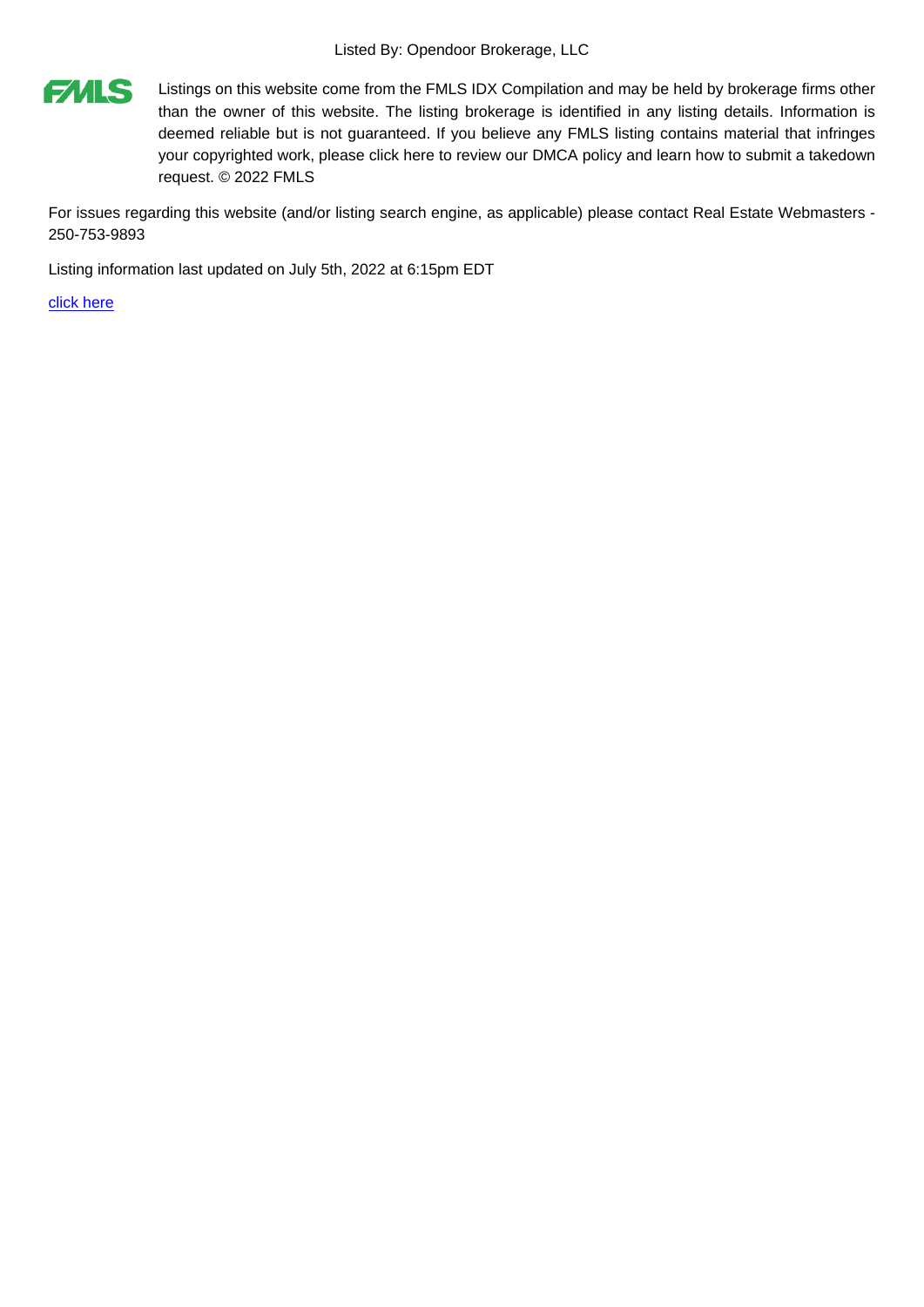Listed By: Opendoor Brokerage, LLC

FMLS

Listings on this website come from the FMLS IDX Compilation and may be held by brokerage firms other than the owner of this website. The listing brokerage is identified in any listing details. Information is deemed reliable but is not guaranteed. If you believe any FMLS listing contains material that infringes your copyrighted work, please click here to review our DMCA policy and learn how to submit a takedown request. © 2022 FMLS

For issues regarding this website (and/or listing search engine, as applicable) please contact Real Estate Webmasters - 250-753-9893

Listing information last updated on July 5th, 2022 at 6:15pm EDT

click here